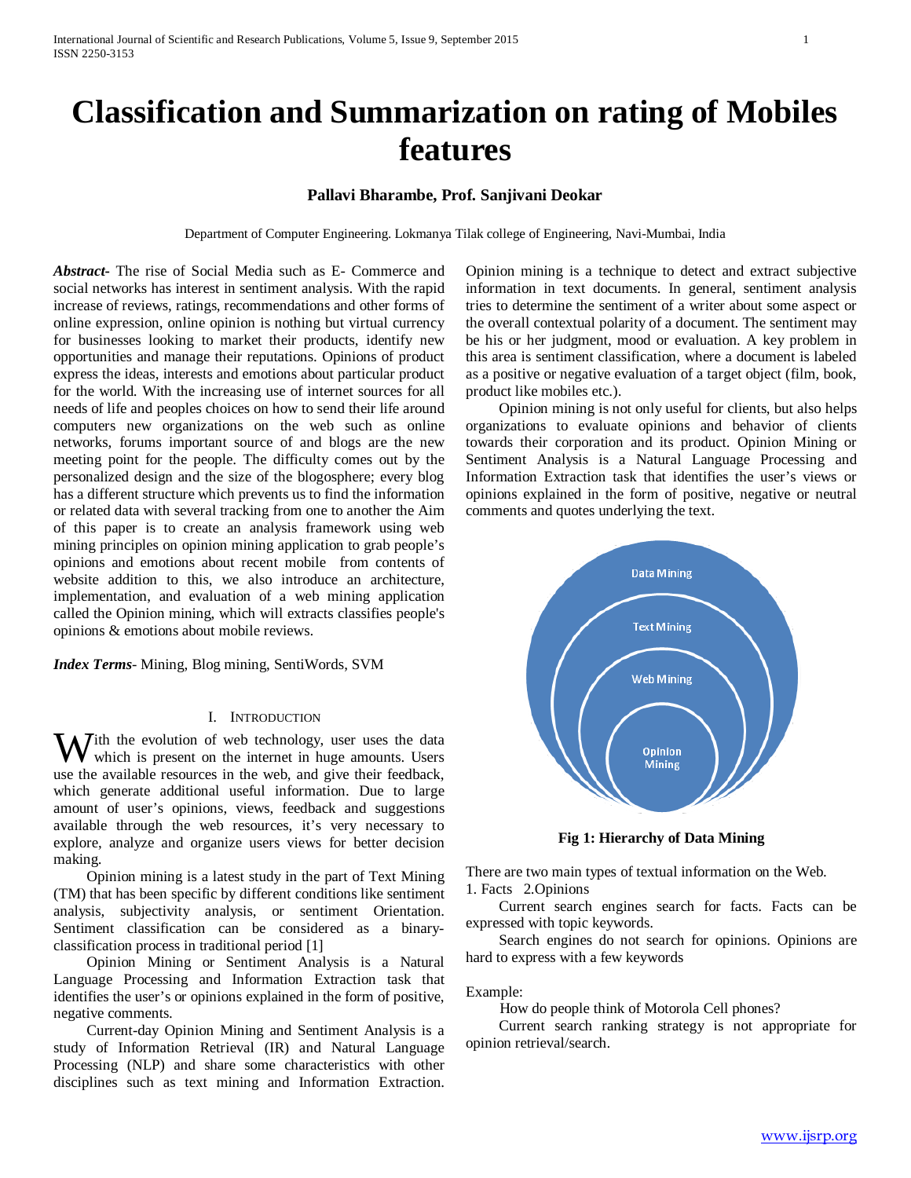# Classification and Summarization on rating of Mobiles features

**Pallavi Bharambe, Prof. Sanjivani Deokar**

Department of Computer Engineering. Lokmanya Tilak college of Engineering, Navi-Mumbai, India

***Abstract-*** The rise of Social Media such as E- Commerce and social networks has interest in sentiment analysis. With the rapid increase of reviews, ratings, recommendations and other forms of online expression, online opinion is nothing but virtual currency for businesses looking to market their products, identify new opportunities and manage their reputations. Opinions of product express the ideas, interests and emotions about particular product for the world. With the increasing use of internet sources for all needs of life and peoples choices on how to send their life around computers new organizations on the web such as online networks, forums important source of and blogs are the new meeting point for the people. The difficulty comes out by the personalized design and the size of the blogosphere; every blog has a different structure which prevents us to find the information or related data with several tracking from one to another the Aim of this paper is to create an analysis framework using web mining principles on opinion mining application to grab people's opinions and emotions about recent mobile from contents of website addition to this, we also introduce an architecture, implementation, and evaluation of a web mining application called the Opinion mining, which will extracts classifies people's opinions & emotions about mobile reviews.

***Index Terms***- Mining, Blog mining, SentiWords, SVM

## I. Introduction

With the evolution of web technology, user uses the data which is present on the internet in huge amounts. Users use the available resources in the web, and give their feedback, which generate additional useful information. Due to large amount of user's opinions, views, feedback and suggestions available through the web resources, it's very necessary to explore, analyze and organize users views for better decision making.

Opinion mining is a latest study in the part of Text Mining (TM) that has been specific by different conditions like sentiment analysis, subjectivity analysis, or sentiment Orientation. Sentiment classification can be considered as a binary-classification process in traditional period [1]

Opinion Mining or Sentiment Analysis is a Natural Language Processing and Information Extraction task that identifies the user's or opinions explained in the form of positive, negative comments.

Current-day Opinion Mining and Sentiment Analysis is a study of Information Retrieval (IR) and Natural Language Processing (NLP) and share some characteristics with other disciplines such as text mining and Information Extraction. Opinion mining is a technique to detect and extract subjective information in text documents. In general, sentiment analysis tries to determine the sentiment of a writer about some aspect or the overall contextual polarity of a document. The sentiment may be his or her judgment, mood or evaluation. A key problem in this area is sentiment classification, where a document is labeled as a positive or negative evaluation of a target object (film, book, product like mobiles etc.).

Opinion mining is not only useful for clients, but also helps organizations to evaluate opinions and behavior of clients towards their corporation and its product. Opinion Mining or Sentiment Analysis is a Natural Language Processing and Information Extraction task that identifies the user's views or opinions explained in the form of positive, negative or neutral comments and quotes underlying the text.

Data Mining

Text Mining

Web Mining

Opinion Mining

**Fig 1: Hierarchy of Data Mining**

There are two main types of textual information on the Web.
1. Facts 2.Opinions

Current search engines search for facts. Facts can be expressed with topic keywords.

Search engines do not search for opinions. Opinions are hard to express with a few keywords

Example:

How do people think of Motorola Cell phones?

Current search ranking strategy is not appropriate for opinion retrieval/search.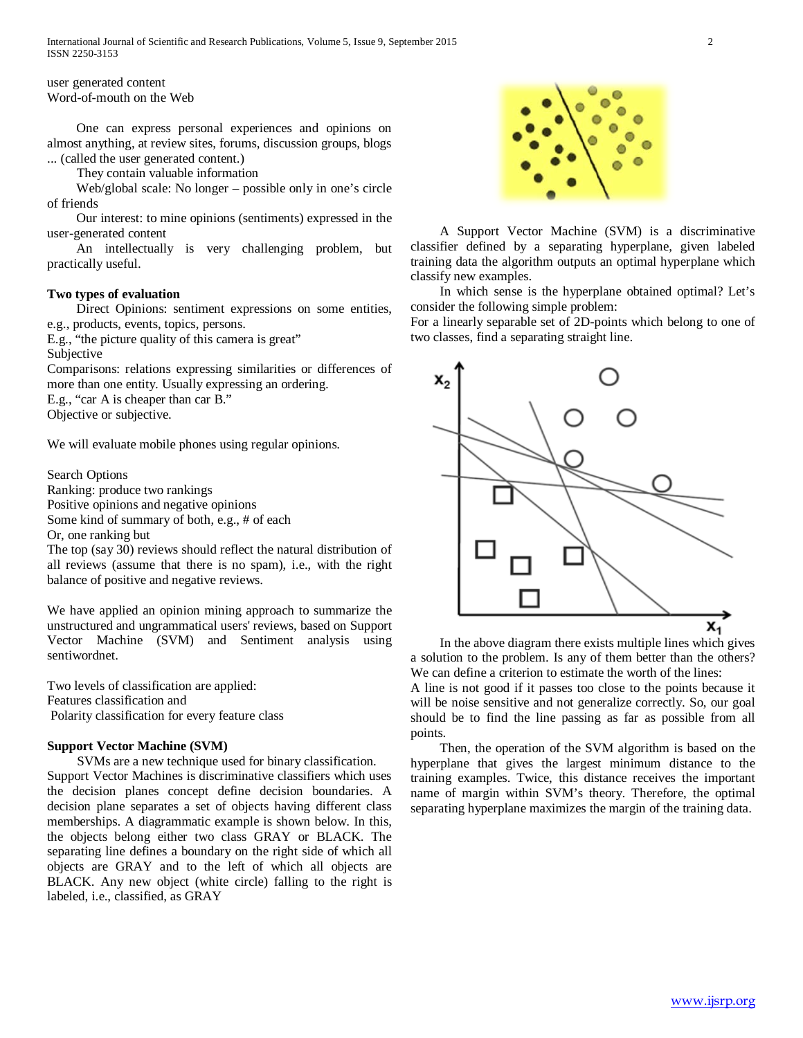user generated content
Word-of-mouth on the Web

One can express personal experiences and opinions on almost anything, at review sites, forums, discussion groups, blogs ... (called the user generated content.)

They contain valuable information

Web/global scale: No longer – possible only in one's circle of friends

Our interest: to mine opinions (sentiments) expressed in the user-generated content

An intellectually is very challenging problem, but practically useful.

**Two types of evaluation**

Direct Opinions: sentiment expressions on some entities, e.g., products, events, topics, persons.
E.g., "the picture quality of this camera is great"
Subjective
Comparisons: relations expressing similarities or differences of more than one entity. Usually expressing an ordering.
E.g., "car A is cheaper than car B."
Objective or subjective.

We will evaluate mobile phones using regular opinions.

Search Options
Ranking: produce two rankings
Positive opinions and negative opinions
Some kind of summary of both, e.g., # of each
Or, one ranking but
The top (say 30) reviews should reflect the natural distribution of all reviews (assume that there is no spam), i.e., with the right balance of positive and negative reviews.

We have applied an opinion mining approach to summarize the unstructured and ungrammatical users' reviews, based on Support Vector Machine (SVM) and Sentiment analysis using sentiwordnet.

Two levels of classification are applied:
Features classification and
Polarity classification for every feature class

**Support Vector Machine (SVM)**

SVMs are a new technique used for binary classification.
Support Vector Machines is discriminative classifiers which uses the decision planes concept define decision boundaries. A decision plane separates a set of objects having different class memberships. A diagrammatic example is shown below. In this, the objects belong either two class GRAY or BLACK. The separating line defines a boundary on the right side of which all objects are GRAY and to the left of which all objects are BLACK. Any new object (white circle) falling to the right is labeled, i.e., classified, as GRAY

A Support Vector Machine (SVM) is a discriminative classifier defined by a separating hyperplane, given labeled training data the algorithm outputs an optimal hyperplane which classify new examples.

In which sense is the hyperplane obtained optimal? Let's consider the following simple problem:
For a linearly separable set of 2D-points which belong to one of two classes, find a separating straight line.

In the above diagram there exists multiple lines which gives a solution to the problem. Is any of them better than the others? We can define a criterion to estimate the worth of the lines:
A line is not good if it passes too close to the points because it will be noise sensitive and not generalize correctly. So, our goal should be to find the line passing as far as possible from all points.

Then, the operation of the SVM algorithm is based on the hyperplane that gives the largest minimum distance to the training examples. Twice, this distance receives the important name of margin within SVM's theory. Therefore, the optimal separating hyperplane maximizes the margin of the training data.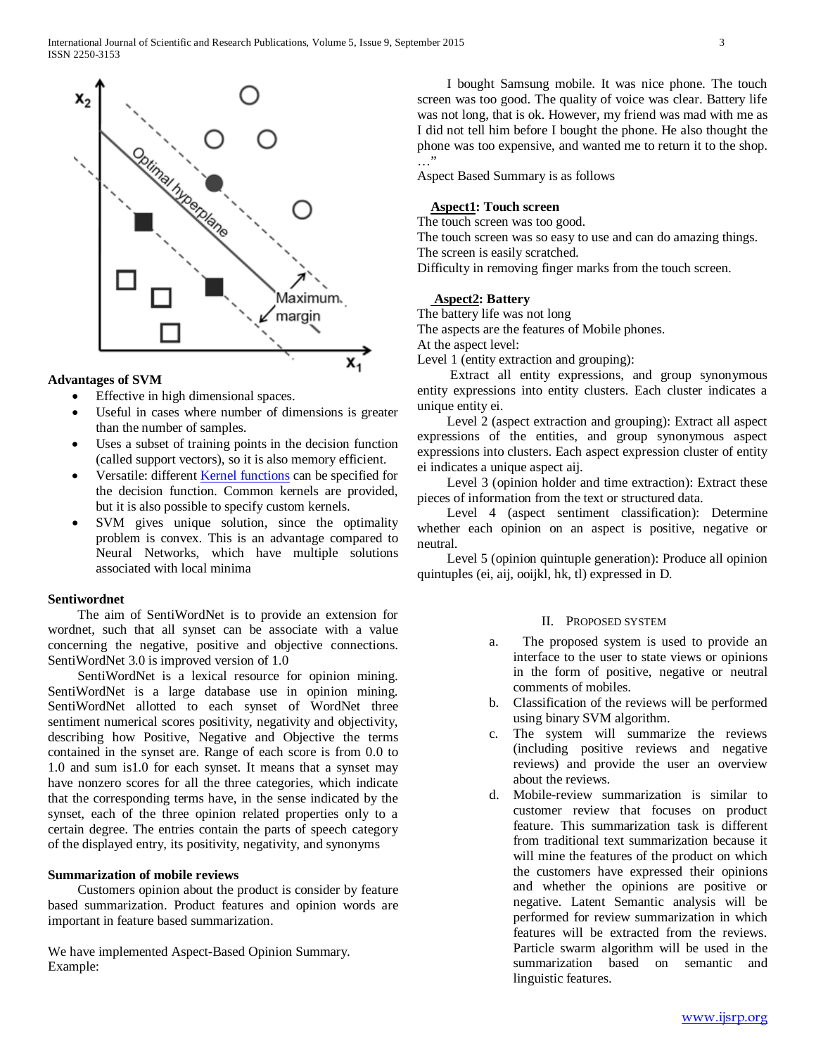**Advantages of SVM**

- Effective in high dimensional spaces.
- Useful in cases where number of dimensions is greater than the number of samples.
- Uses a subset of training points in the decision function (called support vectors), so it is also memory efficient.
- Versatile: different Kernel functions can be specified for the decision function. Common kernels are provided, but it is also possible to specify custom kernels.
- SVM gives unique solution, since the optimality problem is convex. This is an advantage compared to Neural Networks, which have multiple solutions associated with local minima

**Sentiwordnet**

The aim of SentiWordNet is to provide an extension for wordnet, such that all synset can be associate with a value concerning the negative, positive and objective connections. SentiWordNet 3.0 is improved version of 1.0

SentiWordNet is a lexical resource for opinion mining. SentiWordNet is a large database use in opinion mining. SentiWordNet allotted to each synset of WordNet three sentiment numerical scores positivity, negativity and objectivity, describing how Positive, Negative and Objective the terms contained in the synset are. Range of each score is from 0.0 to 1.0 and sum is1.0 for each synset. It means that a synset may have nonzero scores for all the three categories, which indicate that the corresponding terms have, in the sense indicated by the synset, each of the three opinion related properties only to a certain degree. The entries contain the parts of speech category of the displayed entry, its positivity, negativity, and synonyms

**Summarization of mobile reviews**

Customers opinion about the product is consider by feature based summarization. Product features and opinion words are important in feature based summarization.

We have implemented Aspect-Based Opinion Summary.
Example:

I bought Samsung mobile. It was nice phone. The touch screen was too good. The quality of voice was clear. Battery life was not long, that is ok. However, my friend was mad with me as I did not tell him before I bought the phone. He also thought the phone was too expensive, and wanted me to return it to the shop. …"

Aspect Based Summary is as follows

**Aspect1: Touch screen**
The touch screen was too good.
The touch screen was so easy to use and can do amazing things.
The screen is easily scratched.
Difficulty in removing finger marks from the touch screen.

**Aspect2: Battery**
The battery life was not long
The aspects are the features of Mobile phones.
At the aspect level:
Level 1 (entity extraction and grouping):

Extract all entity expressions, and group synonymous entity expressions into entity clusters. Each cluster indicates a unique entity ei.

Level 2 (aspect extraction and grouping): Extract all aspect expressions of the entities, and group synonymous aspect expressions into clusters. Each aspect expression cluster of entity ei indicates a unique aspect aij.

Level 3 (opinion holder and time extraction): Extract these pieces of information from the text or structured data.

Level 4 (aspect sentiment classification): Determine whether each opinion on an aspect is positive, negative or neutral.

Level 5 (opinion quintuple generation): Produce all opinion quintuples (ei, aij, ooijkl, hk, tl) expressed in D.

## II. Proposed System

a. The proposed system is used to provide an interface to the user to state views or opinions in the form of positive, negative or neutral comments of mobiles.
b. Classification of the reviews will be performed using binary SVM algorithm.
c. The system will summarize the reviews (including positive reviews and negative reviews) and provide the user an overview about the reviews.
d. Mobile-review summarization is similar to customer review that focuses on product feature. This summarization task is different from traditional text summarization because it will mine the features of the product on which the customers have expressed their opinions and whether the opinions are positive or negative. Latent Semantic analysis will be performed for review summarization in which features will be extracted from the reviews. Particle swarm algorithm will be used in the summarization based on semantic and linguistic features.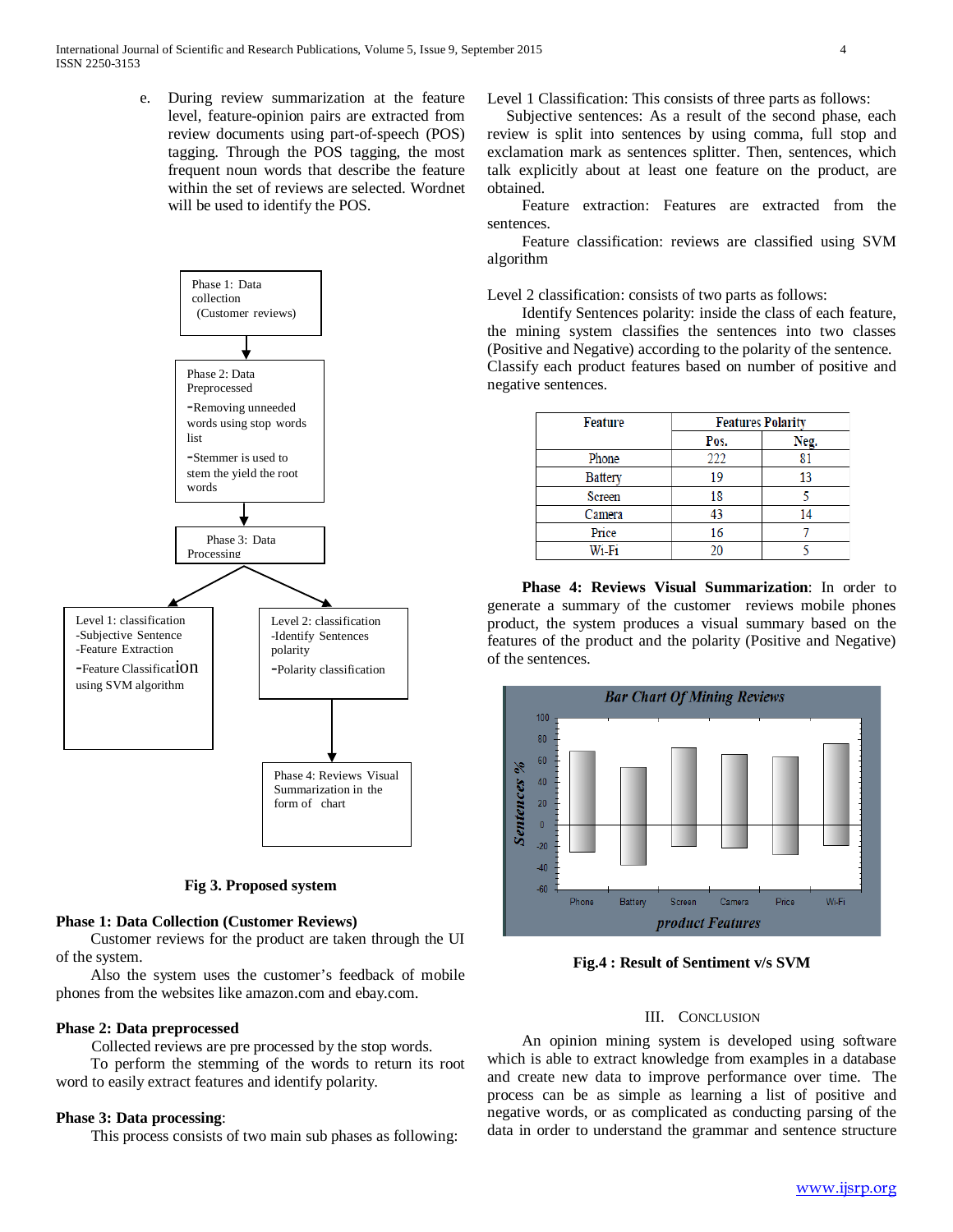e. During review summarization at the feature level, feature-opinion pairs are extracted from review documents using part-of-speech (POS) tagging. Through the POS tagging, the most frequent noun words that describe the feature within the set of reviews are selected. Wordnet will be used to identify the POS.

Phase 1: Data collection (Customer reviews)

Phase 2: Data Preprocessed
-Removing unneeded words using stop words list
-Stemmer is used to stem the yield the root words

Phase 3: Data Processing

Level 1: classification
-Subjective Sentence
-Feature Extraction
-Feature Classification using SVM algorithm

Level 2: classification
-Identify Sentences polarity
-Polarity classification

Phase 4: Reviews Visual Summarization in the form of chart

**Fig 3. Proposed system**

**Phase 1: Data Collection (Customer Reviews)**

Customer reviews for the product are taken through the UI of the system.

Also the system uses the customer's feedback of mobile phones from the websites like amazon.com and ebay.com.

**Phase 2: Data preprocessed**

Collected reviews are pre processed by the stop words.

To perform the stemming of the words to return its root word to easily extract features and identify polarity.

**Phase 3: Data processing**:

This process consists of two main sub phases as following:

Level 1 Classification: This consists of three parts as follows:

Subjective sentences: As a result of the second phase, each review is split into sentences by using comma, full stop and exclamation mark as sentences splitter. Then, sentences, which talk explicitly about at least one feature on the product, are obtained.

Feature extraction: Features are extracted from the sentences.

Feature classification: reviews are classified using SVM algorithm

Level 2 classification: consists of two parts as follows:

Identify Sentences polarity: inside the class of each feature, the mining system classifies the sentences into two classes (Positive and Negative) according to the polarity of the sentence. Classify each product features based on number of positive and negative sentences.

| Feature | Features Polarity | |
|---|---|---|
| | Pos. | Neg. |
| Phone | 222 | 81 |
| Battery | 19 | 13 |
| Screen | 18 | 5 |
| Camera | 43 | 14 |
| Price | 16 | 7 |
| Wi-Fi | 20 | 5 |

**Phase 4: Reviews Visual Summarization**: In order to generate a summary of the customer reviews mobile phones product, the system produces a visual summary based on the features of the product and the polarity (Positive and Negative) of the sentences.

**Fig.4 : Result of Sentiment v/s SVM**

## III. Conclusion

An opinion mining system is developed using software which is able to extract knowledge from examples in a database and create new data to improve performance over time. The process can be as simple as learning a list of positive and negative words, or as complicated as conducting parsing of the data in order to understand the grammar and sentence structure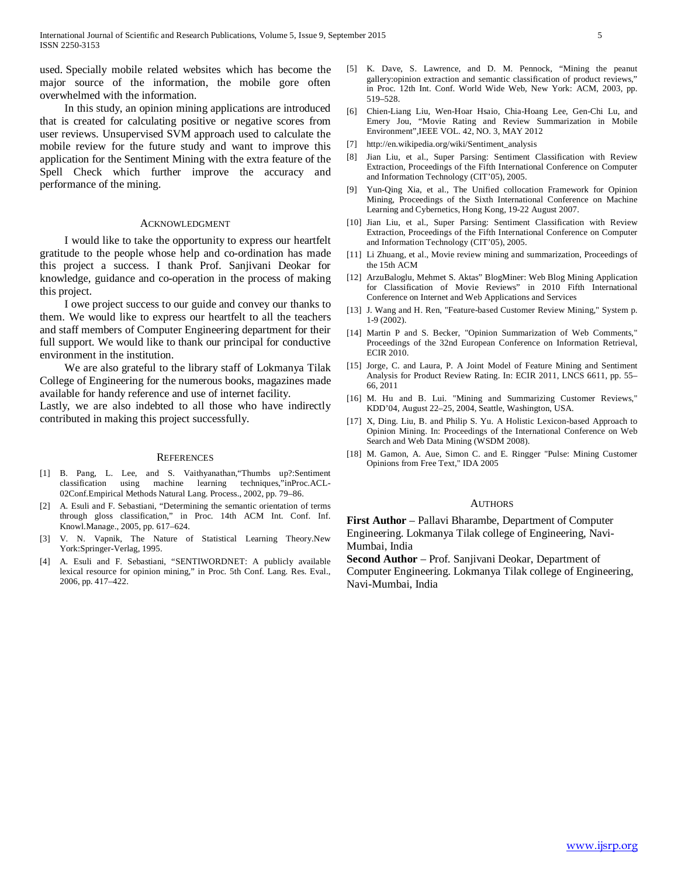used. Specially mobile related websites which has become the major source of the information, the mobile gore often overwhelmed with the information.

In this study, an opinion mining applications are introduced that is created for calculating positive or negative scores from user reviews. Unsupervised SVM approach used to calculate the mobile review for the future study and want to improve this application for the Sentiment Mining with the extra feature of the Spell Check which further improve the accuracy and performance of the mining.

## ACKNOWLEDGMENT

I would like to take the opportunity to express our heartfelt gratitude to the people whose help and co-ordination has made this project a success. I thank Prof. Sanjivani Deokar for knowledge, guidance and co-operation in the process of making this project.

I owe project success to our guide and convey our thanks to them. We would like to express our heartfelt to all the teachers and staff members of Computer Engineering department for their full support. We would like to thank our principal for conductive environment in the institution.

We are also grateful to the library staff of Lokmanya Tilak College of Engineering for the numerous books, magazines made available for handy reference and use of internet facility.

Lastly, we are also indebted to all those who have indirectly contributed in making this project successfully.

## REFERENCES

[1] B. Pang, L. Lee, and S. Vaithyanathan,"Thumbs up?:Sentiment classification using machine learning techniques,"inProc.ACL-02Conf.Empirical Methods Natural Lang. Process., 2002, pp. 79–86.

[2] A. Esuli and F. Sebastiani, "Determining the semantic orientation of terms through gloss classification," in Proc. 14th ACM Int. Conf. Inf. Knowl.Manage., 2005, pp. 617–624.

[3] V. N. Vapnik, The Nature of Statistical Learning Theory.New York:Springer-Verlag, 1995.

[4] A. Esuli and F. Sebastiani, "SENTIWORDNET: A publicly available lexical resource for opinion mining," in Proc. 5th Conf. Lang. Res. Eval., 2006, pp. 417–422.

[5] K. Dave, S. Lawrence, and D. M. Pennock, "Mining the peanut gallery:opinion extraction and semantic classification of product reviews," in Proc. 12th Int. Conf. World Wide Web, New York: ACM, 2003, pp. 519–528.

[6] Chien-Liang Liu, Wen-Hoar Hsaio, Chia-Hoang Lee, Gen-Chi Lu, and Emery Jou, "Movie Rating and Review Summarization in Mobile Environment",IEEE VOL. 42, NO. 3, MAY 2012

[7] http://en.wikipedia.org/wiki/Sentiment_analysis

[8] Jian Liu, et al., Super Parsing: Sentiment Classification with Review Extraction, Proceedings of the Fifth International Conference on Computer and Information Technology (CIT'05), 2005.

[9] Yun-Qing Xia, et al., The Unified collocation Framework for Opinion Mining, Proceedings of the Sixth International Conference on Machine Learning and Cybernetics, Hong Kong, 19-22 August 2007.

[10] Jian Liu, et al., Super Parsing: Sentiment Classification with Review Extraction, Proceedings of the Fifth International Conference on Computer and Information Technology (CIT'05), 2005.

[11] Li Zhuang, et al., Movie review mining and summarization, Proceedings of the 15th ACM

[12] ArzuBaloglu, Mehmet S. Aktas" BlogMiner: Web Blog Mining Application for Classification of Movie Reviews" in 2010 Fifth International Conference on Internet and Web Applications and Services

[13] J. Wang and H. Ren, "Feature-based Customer Review Mining," System p. 1-9 (2002).

[14] Martin P and S. Becker, "Opinion Summarization of Web Comments," Proceedings of the 32nd European Conference on Information Retrieval, ECIR 2010.

[15] Jorge, C. and Laura, P. A Joint Model of Feature Mining and Sentiment Analysis for Product Review Rating. In: ECIR 2011, LNCS 6611, pp. 55–66, 2011

[16] M. Hu and B. Lui. "Mining and Summarizing Customer Reviews," KDD'04, August 22–25, 2004, Seattle, Washington, USA.

[17] X, Ding. Liu, B. and Philip S. Yu. A Holistic Lexicon-based Approach to Opinion Mining. In: Proceedings of the International Conference on Web Search and Web Data Mining (WSDM 2008).

[18] M. Gamon, A. Aue, Simon C. and E. Ringger "Pulse: Mining Customer Opinions from Free Text," IDA 2005

## AUTHORS

**First Author** – Pallavi Bharambe, Department of Computer Engineering. Lokmanya Tilak college of Engineering, Navi-Mumbai, India

**Second Author** – Prof. Sanjivani Deokar, Department of Computer Engineering. Lokmanya Tilak college of Engineering, Navi-Mumbai, India